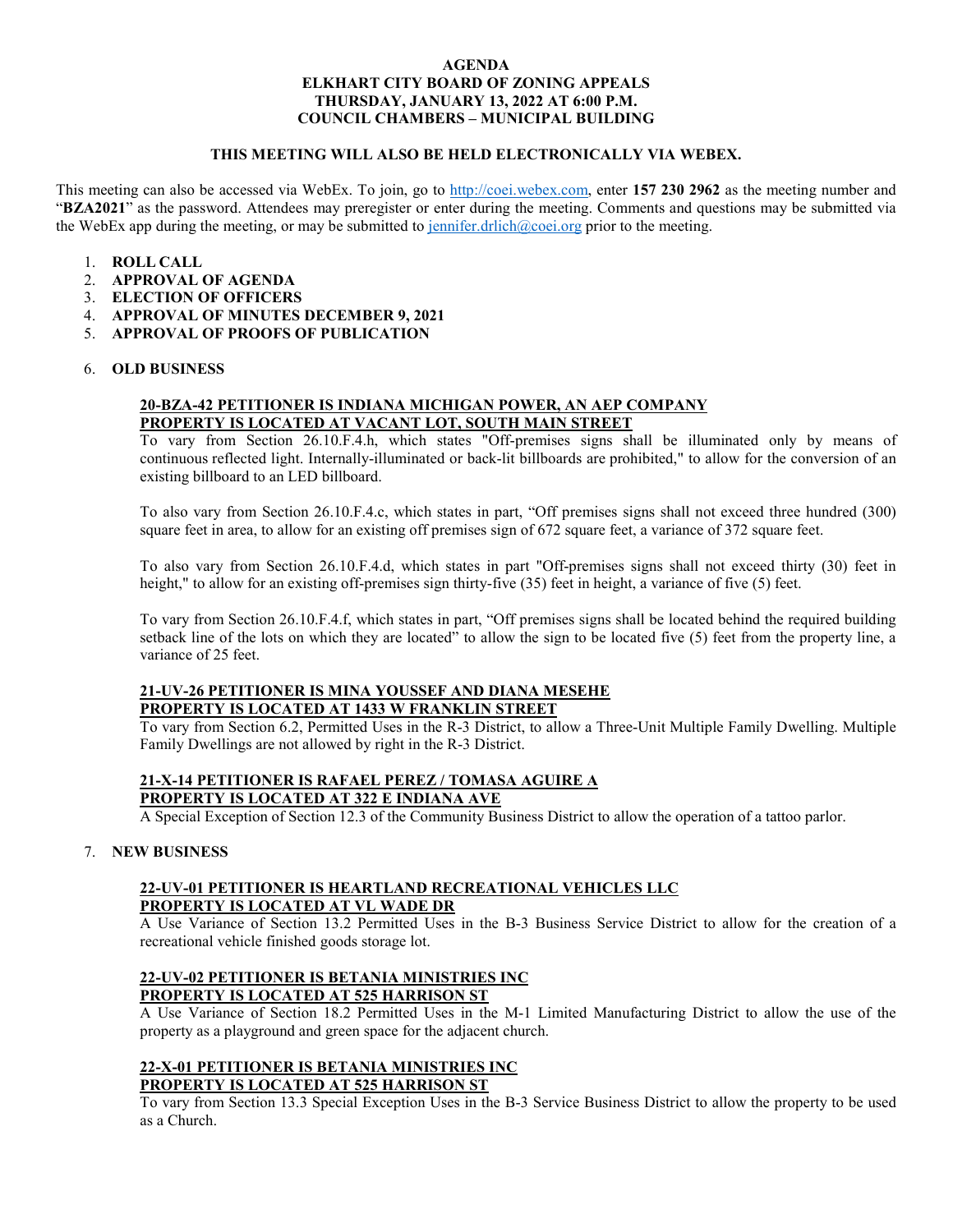# AGENDA
# ELKHART CITY BOARD OF ZONING APPEALS
# THURSDAY, JANUARY 13, 2022 AT 6:00 P.M.
# COUNCIL CHAMBERS – MUNICIPAL BUILDING

**THIS MEETING WILL ALSO BE HELD ELECTRONICALLY VIA WEBEX.**

This meeting can also be accessed via WebEx. To join, go to http://coei.webex.com, enter **157 230 2962** as the meeting number and "**BZA2021**" as the password. Attendees may preregister or enter during the meeting. Comments and questions may be submitted via the WebEx app during the meeting, or may be submitted to jennifer.drlich@coei.org prior to the meeting.

1. **ROLL CALL**
2. **APPROVAL OF AGENDA**
3. **ELECTION OF OFFICERS**
4. **APPROVAL OF MINUTES DECEMBER 9, 2021**
5. **APPROVAL OF PROOFS OF PUBLICATION**

6. **OLD BUSINESS**

**20-BZA-42 PETITIONER IS INDIANA MICHIGAN POWER, AN AEP COMPANY**
**PROPERTY IS LOCATED AT VACANT LOT, SOUTH MAIN STREET**

To vary from Section 26.10.F.4.h, which states "Off-premises signs shall be illuminated only by means of continuous reflected light. Internally-illuminated or back-lit billboards are prohibited," to allow for the conversion of an existing billboard to an LED billboard.

To also vary from Section 26.10.F.4.c, which states in part, "Off premises signs shall not exceed three hundred (300) square feet in area, to allow for an existing off premises sign of 672 square feet, a variance of 372 square feet.

To also vary from Section 26.10.F.4.d, which states in part "Off-premises signs shall not exceed thirty (30) feet in height," to allow for an existing off-premises sign thirty-five (35) feet in height, a variance of five (5) feet.

To vary from Section 26.10.F.4.f, which states in part, "Off premises signs shall be located behind the required building setback line of the lots on which they are located" to allow the sign to be located five (5) feet from the property line, a variance of 25 feet.

**21-UV-26 PETITIONER IS MINA YOUSSEF AND DIANA MESEHE**
**PROPERTY IS LOCATED AT 1433 W FRANKLIN STREET**

To vary from Section 6.2, Permitted Uses in the R-3 District, to allow a Three-Unit Multiple Family Dwelling. Multiple Family Dwellings are not allowed by right in the R-3 District.

**21-X-14 PETITIONER IS RAFAEL PEREZ / TOMASA AGUIRE A**
**PROPERTY IS LOCATED AT 322 E INDIANA AVE**

A Special Exception of Section 12.3 of the Community Business District to allow the operation of a tattoo parlor.

7. **NEW BUSINESS**

**22-UV-01 PETITIONER IS HEARTLAND RECREATIONAL VEHICLES LLC**
**PROPERTY IS LOCATED AT VL WADE DR**

A Use Variance of Section 13.2 Permitted Uses in the B-3 Business Service District to allow for the creation of a recreational vehicle finished goods storage lot.

**22-UV-02 PETITIONER IS BETANIA MINISTRIES INC**
**PROPERTY IS LOCATED AT 525 HARRISON ST**

A Use Variance of Section 18.2 Permitted Uses in the M-1 Limited Manufacturing District to allow the use of the property as a playground and green space for the adjacent church.

**22-X-01 PETITIONER IS BETANIA MINISTRIES INC**
**PROPERTY IS LOCATED AT 525 HARRISON ST**

To vary from Section 13.3 Special Exception Uses in the B-3 Service Business District to allow the property to be used as a Church.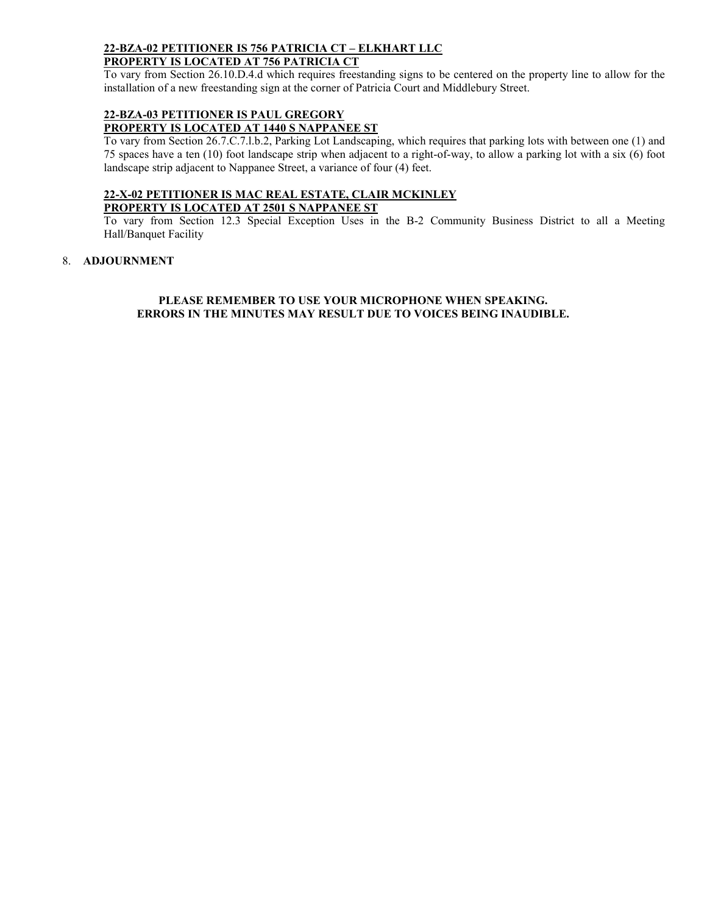**22-BZA-02 PETITIONER IS 756 PATRICIA CT – ELKHART LLC**
**PROPERTY IS LOCATED AT 756 PATRICIA CT**

To vary from Section 26.10.D.4.d which requires freestanding signs to be centered on the property line to allow for the installation of a new freestanding sign at the corner of Patricia Court and Middlebury Street.

**22-BZA-03 PETITIONER IS PAUL GREGORY**
**PROPERTY IS LOCATED AT 1440 S NAPPANEE ST**

To vary from Section 26.7.C.7.l.b.2, Parking Lot Landscaping, which requires that parking lots with between one (1) and 75 spaces have a ten (10) foot landscape strip when adjacent to a right-of-way, to allow a parking lot with a six (6) foot landscape strip adjacent to Nappanee Street, a variance of four (4) feet.

**22-X-02 PETITIONER IS MAC REAL ESTATE, CLAIR MCKINLEY**
**PROPERTY IS LOCATED AT 2501 S NAPPANEE ST**

To vary from Section 12.3 Special Exception Uses in the B-2 Community Business District to all a Meeting Hall/Banquet Facility

8. **ADJOURNMENT**

**PLEASE REMEMBER TO USE YOUR MICROPHONE WHEN SPEAKING.**
**ERRORS IN THE MINUTES MAY RESULT DUE TO VOICES BEING INAUDIBLE.**